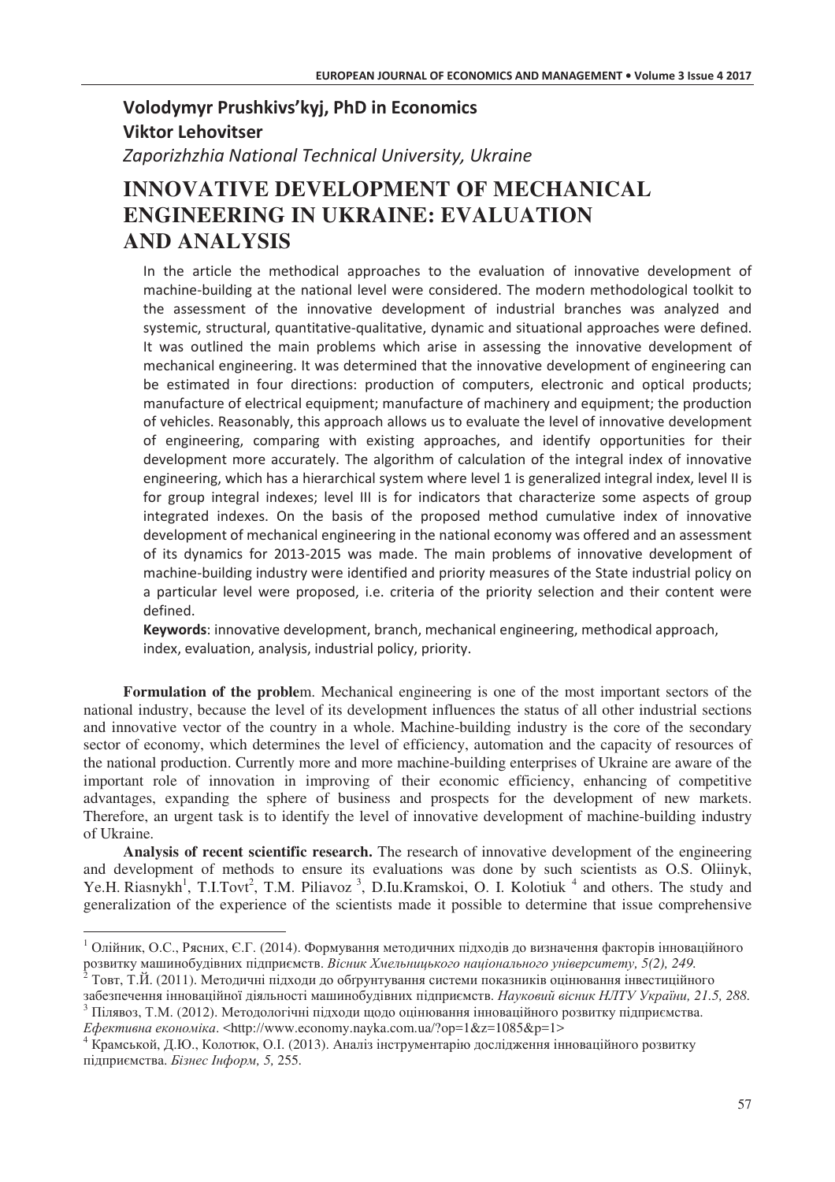**Volodymyr Prushkivs'kyj, PhD in Economics**
**Viktor Lehovitser**
*Zaporizhzhia National Technical University, Ukraine*

# INNOVATIVE DEVELOPMENT OF MECHANICAL ENGINEERING IN UKRAINE: EVALUATION AND ANALYSIS

In the article the methodical approaches to the evaluation of innovative development of machine-building at the national level were considered. The modern methodological toolkit to the assessment of the innovative development of industrial branches was analyzed and systemic, structural, quantitative-qualitative, dynamic and situational approaches were defined. It was outlined the main problems which arise in assessing the innovative development of mechanical engineering. It was determined that the innovative development of engineering can be estimated in four directions: production of computers, electronic and optical products; manufacture of electrical equipment; manufacture of machinery and equipment; the production of vehicles. Reasonably, this approach allows us to evaluate the level of innovative development of engineering, comparing with existing approaches, and identify opportunities for their development more accurately. The algorithm of calculation of the integral index of innovative engineering, which has a hierarchical system where level 1 is generalized integral index, level II is for group integral indexes; level III is for indicators that characterize some aspects of group integrated indexes. On the basis of the proposed method cumulative index of innovative development of mechanical engineering in the national economy was offered and an assessment of its dynamics for 2013-2015 was made. The main problems of innovative development of machine-building industry were identified and priority measures of the State industrial policy on a particular level were proposed, i.e. criteria of the priority selection and their content were defined.

**Keywords**: innovative development, branch, mechanical engineering, methodical approach, index, evaluation, analysis, industrial policy, priority.

**Formulation of the proble**m. Mechanical engineering is one of the most important sectors of the national industry, because the level of its development influences the status of all other industrial sections and innovative vector of the country in a whole. Machine-building industry is the core of the secondary sector of economy, which determines the level of efficiency, automation and the capacity of resources of the national production. Currently more and more machine-building enterprises of Ukraine are aware of the important role of innovation in improving of their economic efficiency, enhancing of competitive advantages, expanding the sphere of business and prospects for the development of new markets. Therefore, an urgent task is to identify the level of innovative development of machine-building industry of Ukraine.

**Analysis of recent scientific research.** The research of innovative development of the engineering and development of methods to ensure its evaluations was done by such scientists as O.S. Oliinyk, Ye.H. Riasnykh[1], T.I.Tovt[2], T.M. Piliavoz [3], D.Iu.Kramskoi, O. I. Kolotiuk [4] and others. The study and generalization of the experience of the scientists made it possible to determine that issue comprehensive

---

[1] Олійник, О.С., Рясних, Є.Г. (2014). Формування методичних підходів до визначення факторів інноваційного розвитку машинобудівних підприємств. *Вісник Хмельницького національного університету, 5(2), 249.*

[2] Товт, Т.Й. (2011). Методичні підходи до обгрунтування системи показників оцінювання інвестиційного забезпечення інноваційної діяльності машинобудівних підприємств. *Науковий вісник НЛТУ України, 21.5, 288.*

[3] Пілявоз, Т.М. (2012). Методологічні підходи щодо оцінювання інноваційного розвитку підприємства. *Ефективна економіка*. <http://www.economy.nayka.com.ua/?op=1&z=1085&p=1>

[4] Крамськой, Д.Ю., Колотюк, О.І. (2013). Аналіз інструментарію дослідження інноваційного розвитку підприємства. *Бізнес Інформ, 5,* 255.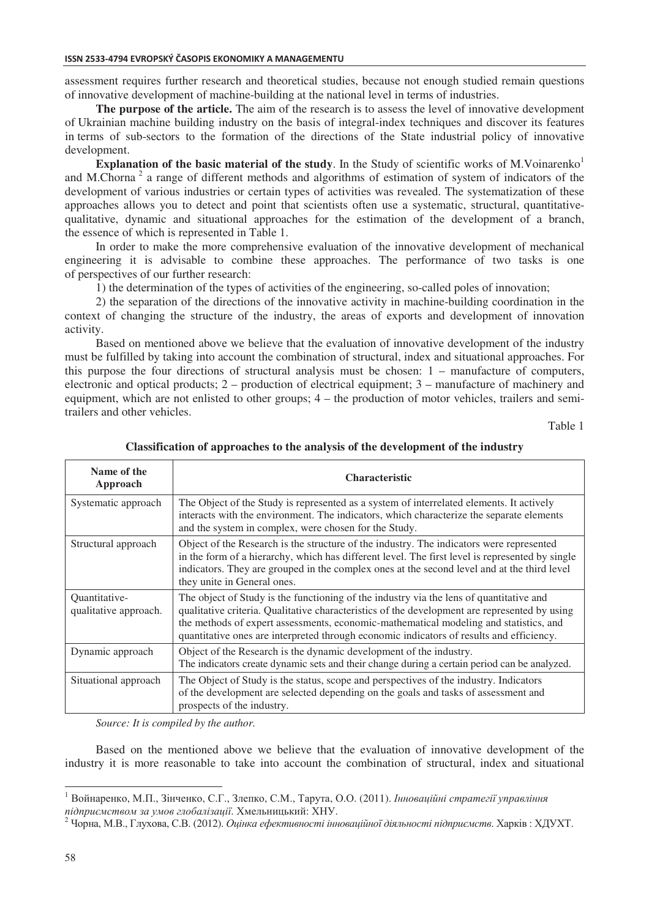assessment requires further research and theoretical studies, because not enough studied remain questions of innovative development of machine-building at the national level in terms of industries.

**The purpose of the article.** The aim of the research is to assess the level of innovative development of Ukrainian machine building industry on the basis of integral-index techniques and discover its features in terms of sub-sectors to the formation of the directions of the State industrial policy of innovative development.

**Explanation of the basic material of the study**. In the Study of scientific works of M.Voinarenko[1] and M.Chorna [2] a range of different methods and algorithms of estimation of system of indicators of the development of various industries or certain types of activities was revealed. The systematization of these approaches allows you to detect and point that scientists often use a systematic, structural, quantitative-qualitative, dynamic and situational approaches for the estimation of the development of a branch, the essence of which is represented in Table 1.

In order to make the more comprehensive evaluation of the innovative development of mechanical engineering it is advisable to combine these approaches. The performance of two tasks is one of perspectives of our further research:

1) the determination of the types of activities of the engineering, so-called poles of innovation;

2) the separation of the directions of the innovative activity in machine-building coordination in the context of changing the structure of the industry, the areas of exports and development of innovation activity.

Based on mentioned above we believe that the evaluation of innovative development of the industry must be fulfilled by taking into account the combination of structural, index and situational approaches. For this purpose the four directions of structural analysis must be chosen: 1 – manufacture of computers, electronic and optical products; 2 – production of electrical equipment; 3 – manufacture of machinery and equipment, which are not enlisted to other groups; 4 – the production of motor vehicles, trailers and semi-trailers and other vehicles.

Table 1

**Classification of approaches to the analysis of the development of the industry**

| Name of the Approach | Characteristic |
|---|---|
| Systematic approach | The Object of the Study is represented as a system of interrelated elements. It actively interacts with the environment. The indicators, which characterize the separate elements and the system in complex, were chosen for the Study. |
| Structural approach | Object of the Research is the structure of the industry. The indicators were represented in the form of a hierarchy, which has different level. The first level is represented by single indicators. They are grouped in the complex ones at the second level and at the third level they unite in General ones. |
| Quantitative-qualitative approach. | The object of Study is the functioning of the industry via the lens of quantitative and qualitative criteria. Qualitative characteristics of the development are represented by using the methods of expert assessments, economic-mathematical modeling and statistics, and quantitative ones are interpreted through economic indicators of results and efficiency. |
| Dynamic approach | Object of the Research is the dynamic development of the industry. The indicators create dynamic sets and their change during a certain period can be analyzed. |
| Situational approach | The Object of Study is the status, scope and perspectives of the industry. Indicators of the development are selected depending on the goals and tasks of assessment and prospects of the industry. |

*Source: It is compiled by the author.*

Based on the mentioned above we believe that the evaluation of innovative development of the industry it is more reasonable to take into account the combination of structural, index and situational

---

[1] Войнаренко, М.П., Зінченко, С.Г., Злепко, С.М., Тарута, О.О. (2011). *Інноваційні стратегії управління підприємством за умов глобалізації*. Хмельницький: ХНУ.

[2] Чорна, М.В., Глухова, С.В. (2012). *Оцінка ефективності інноваційної діяльності підприємств*. Харків : ХДУХТ.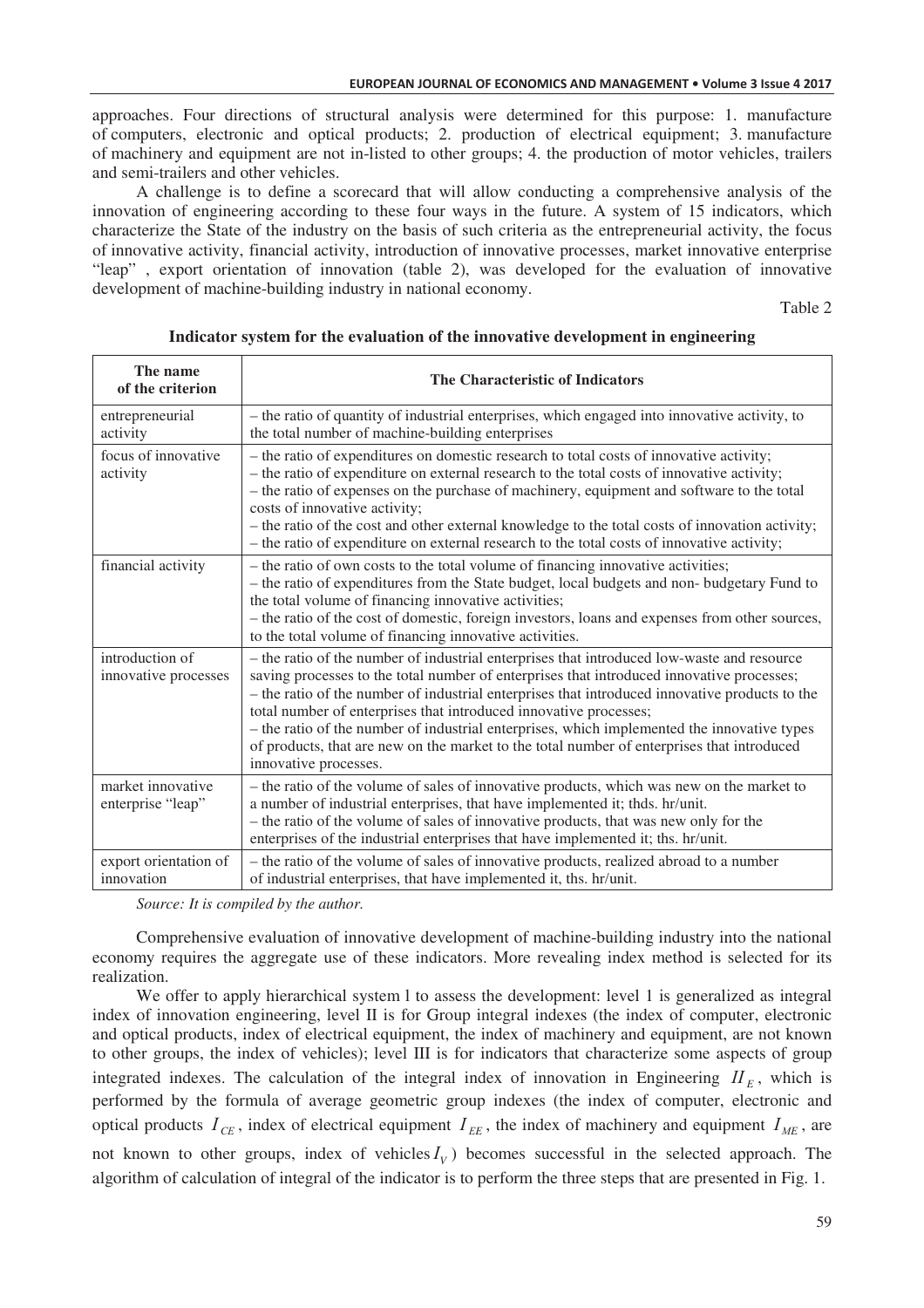approaches. Four directions of structural analysis were determined for this purpose: 1. manufacture of computers, electronic and optical products; 2. production of electrical equipment; 3. manufacture of machinery and equipment are not in-listed to other groups; 4. the production of motor vehicles, trailers and semi-trailers and other vehicles.

A challenge is to define a scorecard that will allow conducting a comprehensive analysis of the innovation of engineering according to these four ways in the future. A system of 15 indicators, which characterize the State of the industry on the basis of such criteria as the entrepreneurial activity, the focus of innovative activity, financial activity, introduction of innovative processes, market innovative enterprise "leap" , export orientation of innovation (table 2), was developed for the evaluation of innovative development of machine-building industry in national economy.

Table 2

**Indicator system for the evaluation of the innovative development in engineering**

| The name of the criterion | The Characteristic of Indicators |
|---|---|
| entrepreneurial activity | – the ratio of quantity of industrial enterprises, which engaged into innovative activity, to the total number of machine-building enterprises |
| focus of innovative activity | – the ratio of expenditures on domestic research to total costs of innovative activity;<br>– the ratio of expenditure on external research to the total costs of innovative activity;<br>– the ratio of expenses on the purchase of machinery, equipment and software to the total costs of innovative activity;<br>– the ratio of the cost and other external knowledge to the total costs of innovation activity;<br>– the ratio of expenditure on external research to the total costs of innovative activity; |
| financial activity | – the ratio of own costs to the total volume of financing innovative activities;<br>– the ratio of expenditures from the State budget, local budgets and non- budgetary Fund to the total volume of financing innovative activities;<br>– the ratio of the cost of domestic, foreign investors, loans and expenses from other sources, to the total volume of financing innovative activities. |
| introduction of innovative processes | – the ratio of the number of industrial enterprises that introduced low-waste and resource saving processes to the total number of enterprises that introduced innovative processes;<br>– the ratio of the number of industrial enterprises that introduced innovative products to the total number of enterprises that introduced innovative processes;<br>– the ratio of the number of industrial enterprises, which implemented the innovative types of products, that are new on the market to the total number of enterprises that introduced innovative processes. |
| market innovative enterprise "leap" | – the ratio of the volume of sales of innovative products, which was new on the market to a number of industrial enterprises, that have implemented it; thds. hr/unit.<br>– the ratio of the volume of sales of innovative products, that was new only for the enterprises of the industrial enterprises that have implemented it; ths. hr/unit. |
| export orientation of innovation | – the ratio of the volume of sales of innovative products, realized abroad to a number of industrial enterprises, that have implemented it, ths. hr/unit. |

*Source: It is compiled by the author.*

Comprehensive evaluation of innovative development of machine-building industry into the national economy requires the aggregate use of these indicators. More revealing index method is selected for its realization.

We offer to apply hierarchical system l to assess the development: level 1 is generalized as integral index of innovation engineering, level II is for Group integral indexes (the index of computer, electronic and optical products, index of electrical equipment, the index of machinery and equipment, are not known to other groups, the index of vehicles); level III is for indicators that characterize some aspects of group integrated indexes. The calculation of the integral index of innovation in Engineering $II_E$, which is performed by the formula of average geometric group indexes (the index of computer, electronic and optical products $I_{CE}$, index of electrical equipment $I_{EE}$, the index of machinery and equipment $I_{ME}$, are not known to other groups, index of vehicles $I_V$) becomes successful in the selected approach. The algorithm of calculation of integral of the indicator is to perform the three steps that are presented in Fig. 1.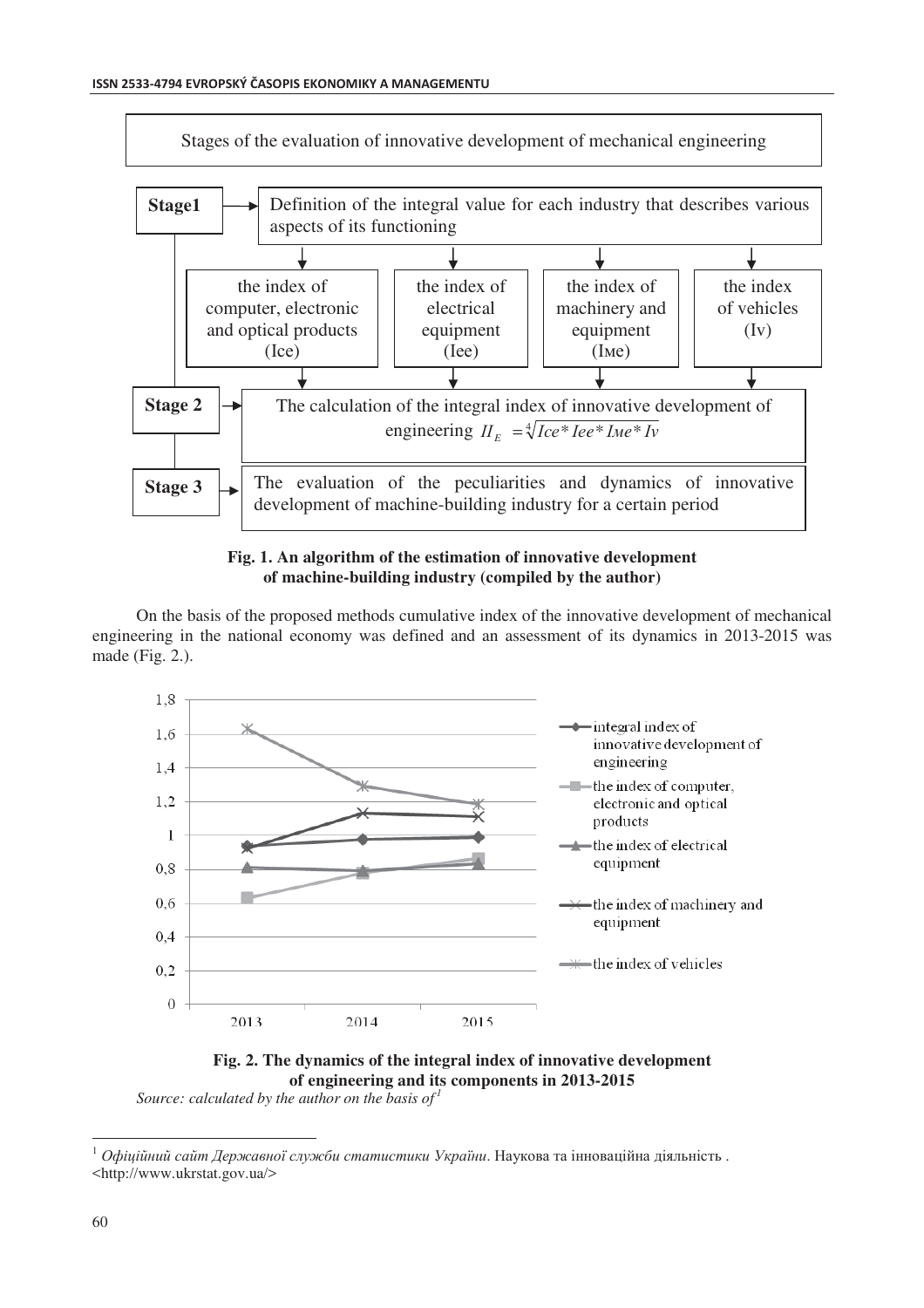Stages of the evaluation of innovative development of mechanical engineering

**Stage1** → Definition of the integral value for each industry that describes various aspects of its functioning

the index of computer, electronic and optical products (Ice)

the index of electrical equipment (Iee)

the index of machinery and equipment (Iмe)

the index of vehicles (Iv)

**Stage 2** → The calculation of the integral index of innovative development of engineering $II_E = \sqrt[4]{Ice * Iee * I{\rm м}e * Iv}$

**Stage 3** → The evaluation of the peculiarities and dynamics of innovative development of machine-building industry for a certain period

**Fig. 1. An algorithm of the estimation of innovative development of machine-building industry (compiled by the author)**

On the basis of the proposed methods cumulative index of the innovative development of mechanical engineering in the national economy was defined and an assessment of its dynamics in 2013-2015 was made (Fig. 2.).

1,8
1,6
1,4
1,2
1
0,8
0,6
0,4
0,2
0

2013
2014
2015

integral index of innovative development of engineering
the index of computer, electronic and optical products
the index of electrical equipment
the index of machinery and equipment
the index of vehicles

**Fig. 2. The dynamics of the integral index of innovative development of engineering and its components in 2013-2015**

*Source: calculated by the author on the basis of* [1]

---

[1] *Офіційний сайт Державної служби статистики України*. Наукова та інноваційна діяльність . <http://www.ukrstat.gov.ua/>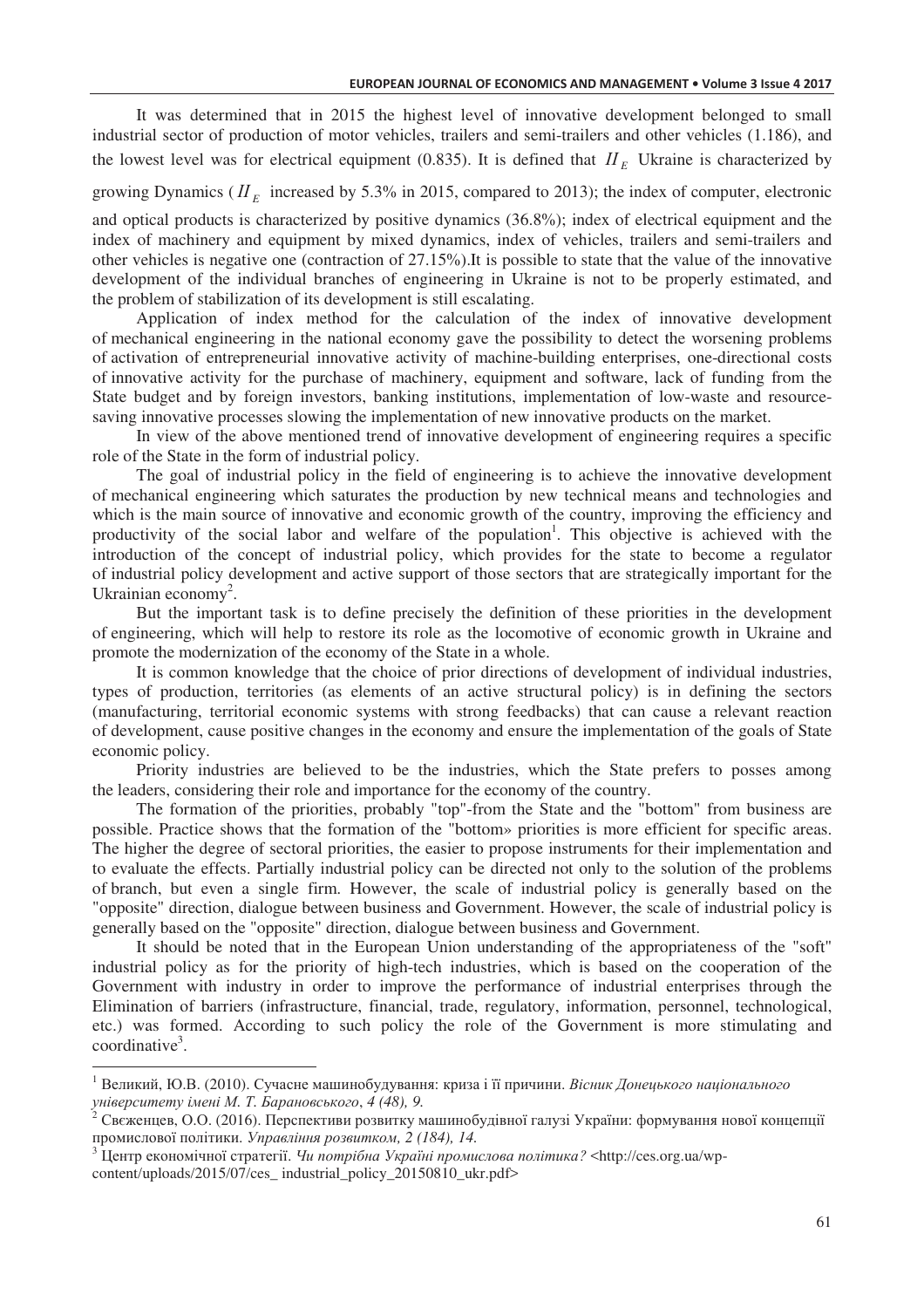It was determined that in 2015 the highest level of innovative development belonged to small industrial sector of production of motor vehicles, trailers and semi-trailers and other vehicles (1.186), and the lowest level was for electrical equipment (0.835). It is defined that $II_E$ Ukraine is characterized by growing Dynamics ($II_E$ increased by 5.3% in 2015, compared to 2013); the index of computer, electronic and optical products is characterized by positive dynamics (36.8%); index of electrical equipment and the index of machinery and equipment by mixed dynamics, index of vehicles, trailers and semi-trailers and other vehicles is negative one (contraction of 27.15%).It is possible to state that the value of the innovative development of the individual branches of engineering in Ukraine is not to be properly estimated, and the problem of stabilization of its development is still escalating.

Application of index method for the calculation of the index of innovative development of mechanical engineering in the national economy gave the possibility to detect the worsening problems of activation of entrepreneurial innovative activity of machine-building enterprises, one-directional costs of innovative activity for the purchase of machinery, equipment and software, lack of funding from the State budget and by foreign investors, banking institutions, implementation of low-waste and resource-saving innovative processes slowing the implementation of new innovative products on the market.

In view of the above mentioned trend of innovative development of engineering requires a specific role of the State in the form of industrial policy.

The goal of industrial policy in the field of engineering is to achieve the innovative development of mechanical engineering which saturates the production by new technical means and technologies and which is the main source of innovative and economic growth of the country, improving the efficiency and productivity of the social labor and welfare of the population[1]. This objective is achieved with the introduction of the concept of industrial policy, which provides for the state to become a regulator of industrial policy development and active support of those sectors that are strategically important for the Ukrainian economy[2].

But the important task is to define precisely the definition of these priorities in the development of engineering, which will help to restore its role as the locomotive of economic growth in Ukraine and promote the modernization of the economy of the State in a whole.

It is common knowledge that the choice of prior directions of development of individual industries, types of production, territories (as elements of an active structural policy) is in defining the sectors (manufacturing, territorial economic systems with strong feedbacks) that can cause a relevant reaction of development, cause positive changes in the economy and ensure the implementation of the goals of State economic policy.

Priority industries are believed to be the industries, which the State prefers to posses among the leaders, considering their role and importance for the economy of the country.

The formation of the priorities, probably "top"-from the State and the "bottom" from business are possible. Practice shows that the formation of the "bottom» priorities is more efficient for specific areas. The higher the degree of sectoral priorities, the easier to propose instruments for their implementation and to evaluate the effects. Partially industrial policy can be directed not only to the solution of the problems of branch, but even a single firm. However, the scale of industrial policy is generally based on the "opposite" direction, dialogue between business and Government. However, the scale of industrial policy is generally based on the "opposite" direction, dialogue between business and Government.

It should be noted that in the European Union understanding of the appropriateness of the "soft" industrial policy as for the priority of high-tech industries, which is based on the cooperation of the Government with industry in order to improve the performance of industrial enterprises through the Elimination of barriers (infrastructure, financial, trade, regulatory, information, personnel, technological, etc.) was formed. According to such policy the role of the Government is more stimulating and coordinative[3].

---

[1] Великий, Ю.В. (2010). Сучасне машинобудування: криза і її причини. *Вісник Донецького національного університету імені М. Т. Барановського*, *4 (48), 9.*

[2] Свєженцев, О.О. (2016). Перспективи розвитку машинобудівної галузі України: формування нової концепції промислової політики. *Управління розвитком, 2 (184), 14.*

[3] Центр економічної стратегії. *Чи потрібна Україні промислова політика?* <http://ces.org.ua/wp-content/uploads/2015/07/ces_ industrial_policy_20150810_ukr.pdf>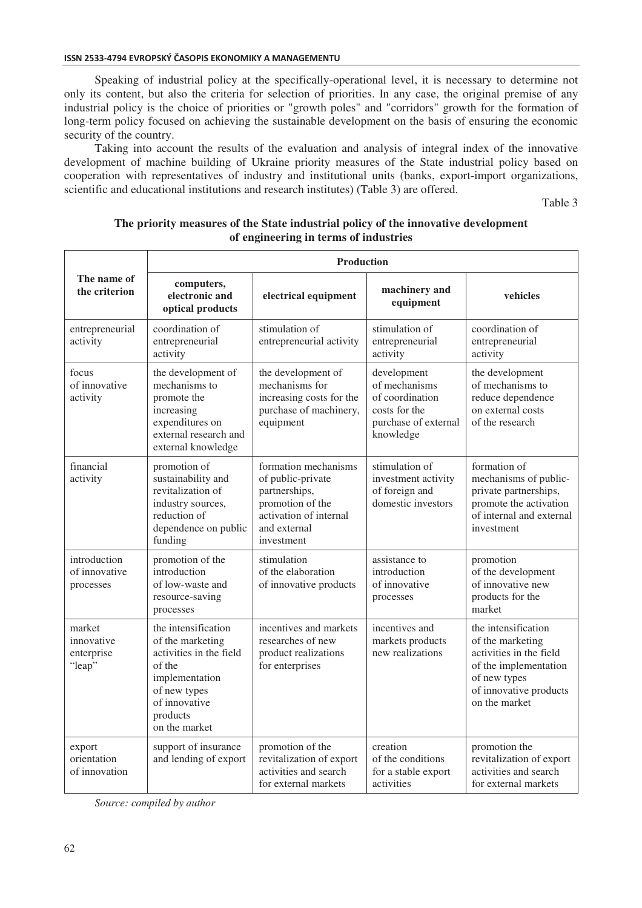Speaking of industrial policy at the specifically-operational level, it is necessary to determine not only its content, but also the criteria for selection of priorities. In any case, the original premise of any industrial policy is the choice of priorities or "growth poles" and "corridors" growth for the formation of long-term policy focused on achieving the sustainable development on the basis of ensuring the economic security of the country.

Taking into account the results of the evaluation and analysis of integral index of the innovative development of machine building of Ukraine priority measures of the State industrial policy based on cooperation with representatives of industry and institutional units (banks, export-import organizations, scientific and educational institutions and research institutes) (Table 3) are offered.

Table 3

**The priority measures of the State industrial policy of the innovative development of engineering in terms of industries**

| The name of the criterion | Production | | | |
|---|---|---|---|---|
| | computers, electronic and optical products | electrical equipment | machinery and equipment | vehicles |
| entrepreneurial activity | coordination of entrepreneurial activity | stimulation of entrepreneurial activity | stimulation of entrepreneurial activity | coordination of entrepreneurial activity |
| focus of innovative activity | the development of mechanisms to promote the increasing expenditures on external research and external knowledge | the development of mechanisms for increasing costs for the purchase of machinery, equipment | development of mechanisms of coordination costs for the purchase of external knowledge | the development of mechanisms to reduce dependence on external costs of the research |
| financial activity | promotion of sustainability and revitalization of industry sources, reduction of dependence on public funding | formation mechanisms of public-private partnerships, promotion of the activation of internal and external investment | stimulation of investment activity of foreign and domestic investors | formation of mechanisms of public-private partnerships, promote the activation of internal and external investment |
| introduction of innovative processes | promotion of the introduction of low-waste and resource-saving processes | stimulation of the elaboration of innovative products | assistance to introduction of innovative processes | promotion of the development of innovative new products for the market |
| market innovative enterprise "leap" | the intensification of the marketing activities in the field of the implementation of new types of innovative products on the market | incentives and markets researches of new product realizations for enterprises | incentives and markets products new realizations | the intensification of the marketing activities in the field of the implementation of new types of innovative products on the market |
| export orientation of innovation | support of insurance and lending of export | promotion of the revitalization of export activities and search for external markets | creation of the conditions for a stable export activities | promotion the revitalization of export activities and search for external markets |

*Source: compiled by author*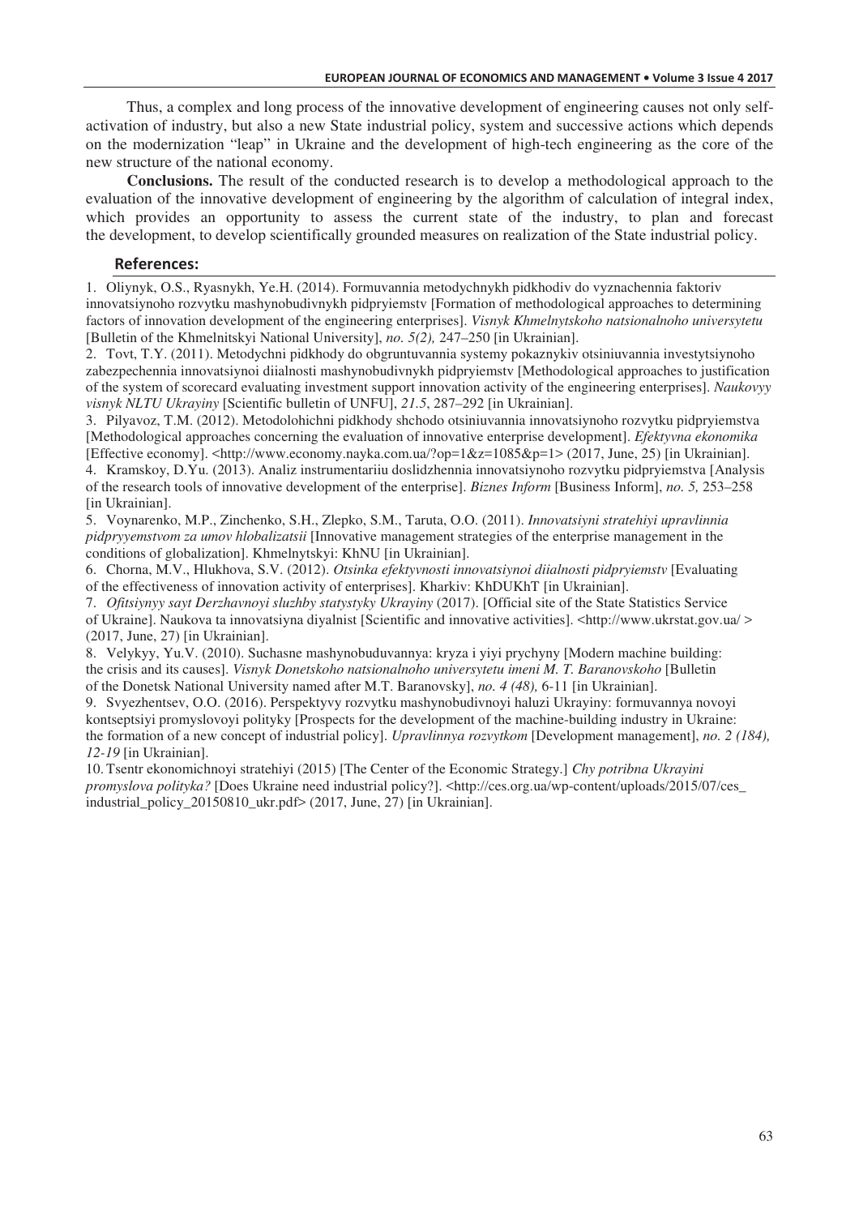Thus, a complex and long process of the innovative development of engineering causes not only self-activation of industry, but also a new State industrial policy, system and successive actions which depends on the modernization "leap" in Ukraine and the development of high-tech engineering as the core of the new structure of the national economy.

**Conclusions.** The result of the conducted research is to develop a methodological approach to the evaluation of the innovative development of engineering by the algorithm of calculation of integral index, which provides an opportunity to assess the current state of the industry, to plan and forecast the development, to develop scientifically grounded measures on realization of the State industrial policy.

## References:

1. Oliynyk, O.S., Ryasnykh, Ye.H. (2014). Formuvannia metodychnykh pidkhodiv do vyznachennia faktoriv innovatsiynoho rozvytku mashynobudivnykh pidpryiemstv [Formation of methodological approaches to determining factors of innovation development of the engineering enterprises]. *Visnyk Khmelnytskoho natsionalnoho universytetu* [Bulletin of the Khmelnitskyi National University], *no. 5(2),* 247–250 [in Ukrainian].
2. Tovt, T.Y. (2011). Metodychni pidkhody do obgruntuvannia systemy pokaznykiv otsiniuvannia investytsiynoho zabezpechennia innovatsiynoi diialnosti mashynobudivnykh pidpryiemstv [Methodological approaches to justification of the system of scorecard evaluating investment support innovation activity of the engineering enterprises]. *Naukovyy visnyk NLTU Ukrayiny* [Scientific bulletin of UNFU], *21.5*, 287–292 [in Ukrainian].
3. Pilyavoz, T.M. (2012). Metodolohichni pidkhody shchodo otsiniuvannia innovatsiynoho rozvytku pidpryiemstva [Methodological approaches concerning the evaluation of innovative enterprise development]. *Efektyvna ekonomika* [Effective economy]. <http://www.economy.nayka.com.ua/?op=1&z=1085&p=1> (2017, June, 25) [in Ukrainian].
4. Kramskoy, D.Yu. (2013). Analiz instrumentariiu doslidzhennia innovatsiynoho rozvytku pidpryiemstva [Analysis of the research tools of innovative development of the enterprise]. *Biznes Inform* [Business Inform], *no. 5,* 253–258 [in Ukrainian].
5. Voynarenko, M.P., Zinchenko, S.H., Zlepko, S.M., Taruta, O.O. (2011). *Innovatsiyni stratehiyi upravlinnia pidpryyemstvom za umov hlobalizatsii* [Innovative management strategies of the enterprise management in the conditions of globalization]. Khmelnytskyi: KhNU [in Ukrainian].
6. Chorna, M.V., Hlukhova, S.V. (2012). *Otsinka efektyvnosti innovatsiynoi diialnosti pidpryiemstv* [Evaluating of the effectiveness of innovation activity of enterprises]. Kharkiv: KhDUKhT [in Ukrainian].
7. *Ofitsiynyy sayt Derzhavnoyi sluzhby statystyky Ukrayiny* (2017). [Official site of the State Statistics Service of Ukraine]. Naukova ta innovatsiyna diyalnist [Scientific and innovative activities]. <http://www.ukrstat.gov.ua/ > (2017, June, 27) [in Ukrainian].
8. Velykyy, Yu.V. (2010). Suchasne mashynobuduvannya: kryza i yiyi prychyny [Modern machine building: the crisis and its causes]. *Visnyk Donetskoho natsionalnoho universytetu imeni M. T. Baranovskoho* [Bulletin of the Donetsk National University named after M.T. Baranovsky], *no. 4 (48),* 6-11 [in Ukrainian].
9. Svyezhentsev, O.O. (2016). Perspektyvy rozvytku mashynobudivnoyi haluzi Ukrayiny: formuvannya novoyi kontseptsiyi promyslovoyi polityky [Prospects for the development of the machine-building industry in Ukraine: the formation of a new concept of industrial policy]. *Upravlinnya rozvytkom* [Development management], *no. 2 (184), 12-19* [in Ukrainian].
10. Tsentr ekonomichnoyi stratehiyi (2015) [The Center of the Economic Strategy.] *Chy potribna Ukrayini promyslova polityka?* [Does Ukraine need industrial policy?]. <http://ces.org.ua/wp-content/uploads/2015/07/ces_industrial_policy_20150810_ukr.pdf> (2017, June, 27) [in Ukrainian].